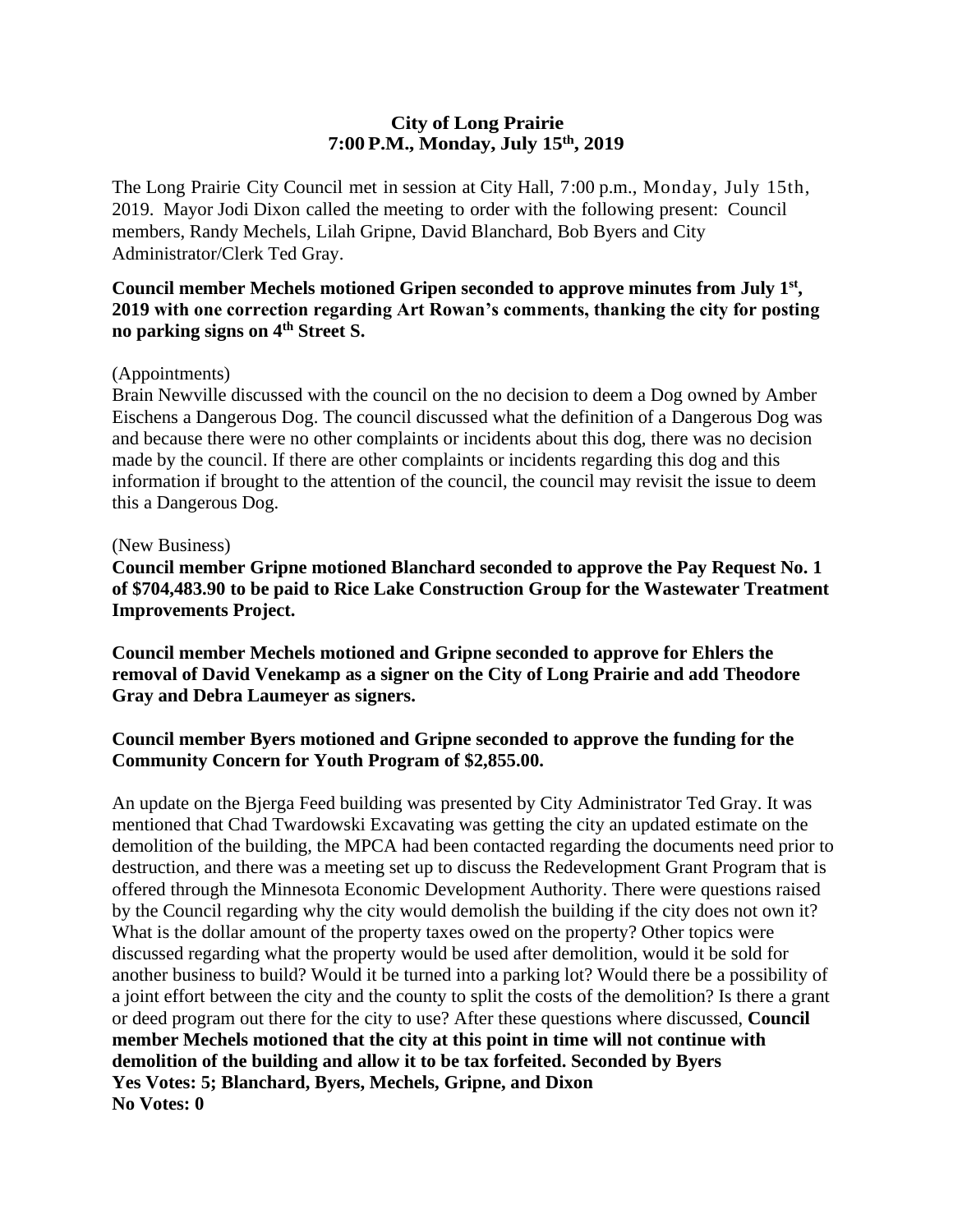**City of Long Prairie**
**7:00 P.M., Monday, July 15th, 2019**

The Long Prairie City Council met in session at City Hall, 7:00 p.m., Monday, July 15th, 2019. Mayor Jodi Dixon called the meeting to order with the following present: Council members, Randy Mechels, Lilah Gripne, David Blanchard, Bob Byers and City Administrator/Clerk Ted Gray.

**Council member Mechels motioned Gripen seconded to approve minutes from July 1st, 2019 with one correction regarding Art Rowan's comments, thanking the city for posting no parking signs on 4th Street S.**

(Appointments)
Brain Newville discussed with the council on the no decision to deem a Dog owned by Amber Eischens a Dangerous Dog. The council discussed what the definition of a Dangerous Dog was and because there were no other complaints or incidents about this dog, there was no decision made by the council. If there are other complaints or incidents regarding this dog and this information if brought to the attention of the council, the council may revisit the issue to deem this a Dangerous Dog.

(New Business)
**Council member Gripne motioned Blanchard seconded to approve the Pay Request No. 1 of $704,483.90 to be paid to Rice Lake Construction Group for the Wastewater Treatment Improvements Project.**

**Council member Mechels motioned and Gripne seconded to approve for Ehlers the removal of David Venekamp as a signer on the City of Long Prairie and add Theodore Gray and Debra Laumeyer as signers.**

**Council member Byers motioned and Gripne seconded to approve the funding for the Community Concern for Youth Program of $2,855.00.**

An update on the Bjerga Feed building was presented by City Administrator Ted Gray. It was mentioned that Chad Twardowski Excavating was getting the city an updated estimate on the demolition of the building, the MPCA had been contacted regarding the documents need prior to destruction, and there was a meeting set up to discuss the Redevelopment Grant Program that is offered through the Minnesota Economic Development Authority. There were questions raised by the Council regarding why the city would demolish the building if the city does not own it? What is the dollar amount of the property taxes owed on the property? Other topics were discussed regarding what the property would be used after demolition, would it be sold for another business to build? Would it be turned into a parking lot? Would there be a possibility of a joint effort between the city and the county to split the costs of the demolition? Is there a grant or deed program out there for the city to use? After these questions where discussed, **Council member Mechels motioned that the city at this point in time will not continue with demolition of the building and allow it to be tax forfeited. Seconded by Byers**
**Yes Votes: 5; Blanchard, Byers, Mechels, Gripne, and Dixon**
**No Votes: 0**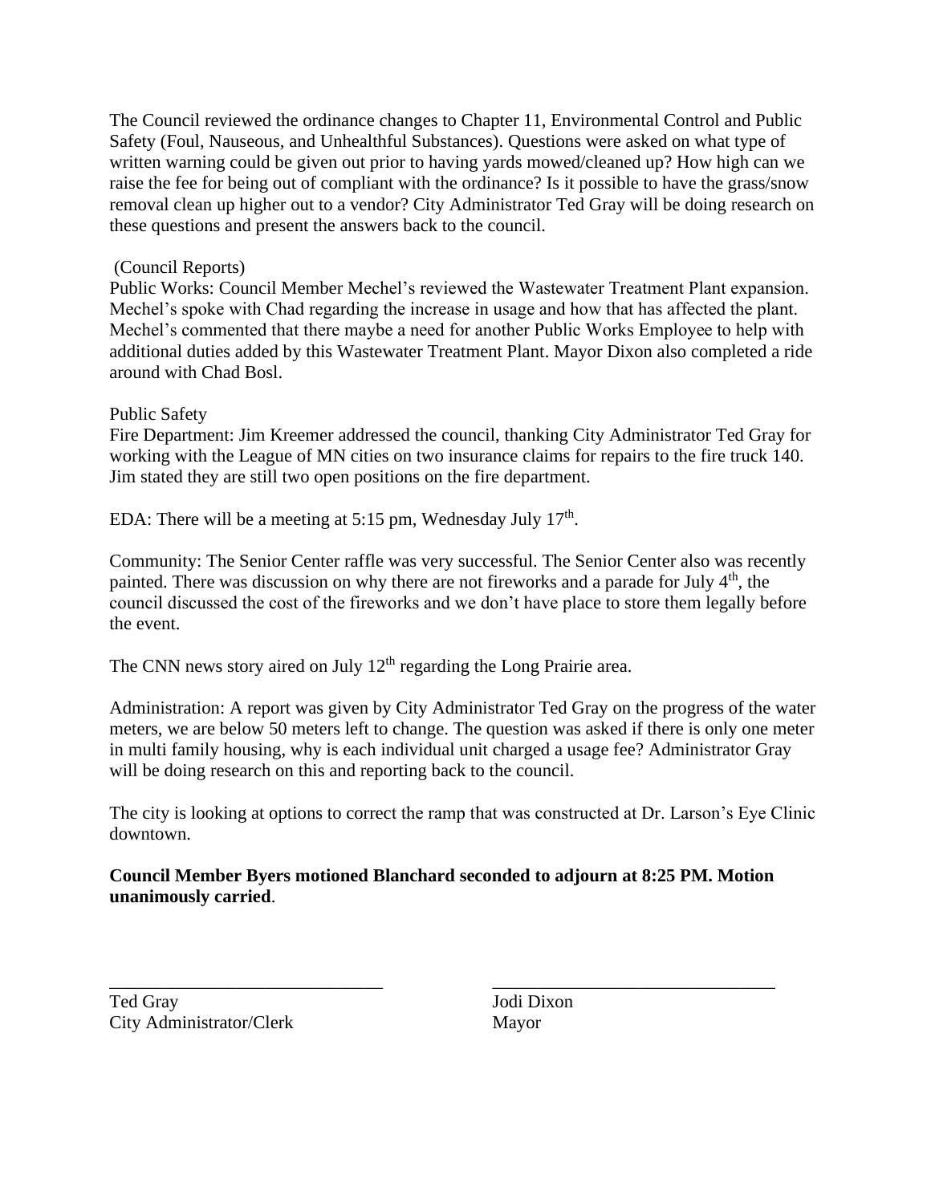The Council reviewed the ordinance changes to Chapter 11, Environmental Control and Public Safety (Foul, Nauseous, and Unhealthful Substances). Questions were asked on what type of written warning could be given out prior to having yards mowed/cleaned up? How high can we raise the fee for being out of compliant with the ordinance? Is it possible to have the grass/snow removal clean up higher out to a vendor? City Administrator Ted Gray will be doing research on these questions and present the answers back to the council.

(Council Reports)
Public Works: Council Member Mechel's reviewed the Wastewater Treatment Plant expansion. Mechel's spoke with Chad regarding the increase in usage and how that has affected the plant. Mechel's commented that there maybe a need for another Public Works Employee to help with additional duties added by this Wastewater Treatment Plant. Mayor Dixon also completed a ride around with Chad Bosl.

Public Safety
Fire Department: Jim Kreemer addressed the council, thanking City Administrator Ted Gray for working with the League of MN cities on two insurance claims for repairs to the fire truck 140. Jim stated they are still two open positions on the fire department.

EDA: There will be a meeting at 5:15 pm, Wednesday July 17th.

Community: The Senior Center raffle was very successful. The Senior Center also was recently painted. There was discussion on why there are not fireworks and a parade for July 4th, the council discussed the cost of the fireworks and we don't have place to store them legally before the event.

The CNN news story aired on July 12th regarding the Long Prairie area.

Administration: A report was given by City Administrator Ted Gray on the progress of the water meters, we are below 50 meters left to change. The question was asked if there is only one meter in multi family housing, why is each individual unit charged a usage fee? Administrator Gray will be doing research on this and reporting back to the council.

The city is looking at options to correct the ramp that was constructed at Dr. Larson's Eye Clinic downtown.

**Council Member Byers motioned Blanchard seconded to adjourn at 8:25 PM. Motion unanimously carried**.

| | |
|---|---|
| ______________________________ | ______________________________ |
| Ted Gray | Jodi Dixon |
| City Administrator/Clerk | Mayor |